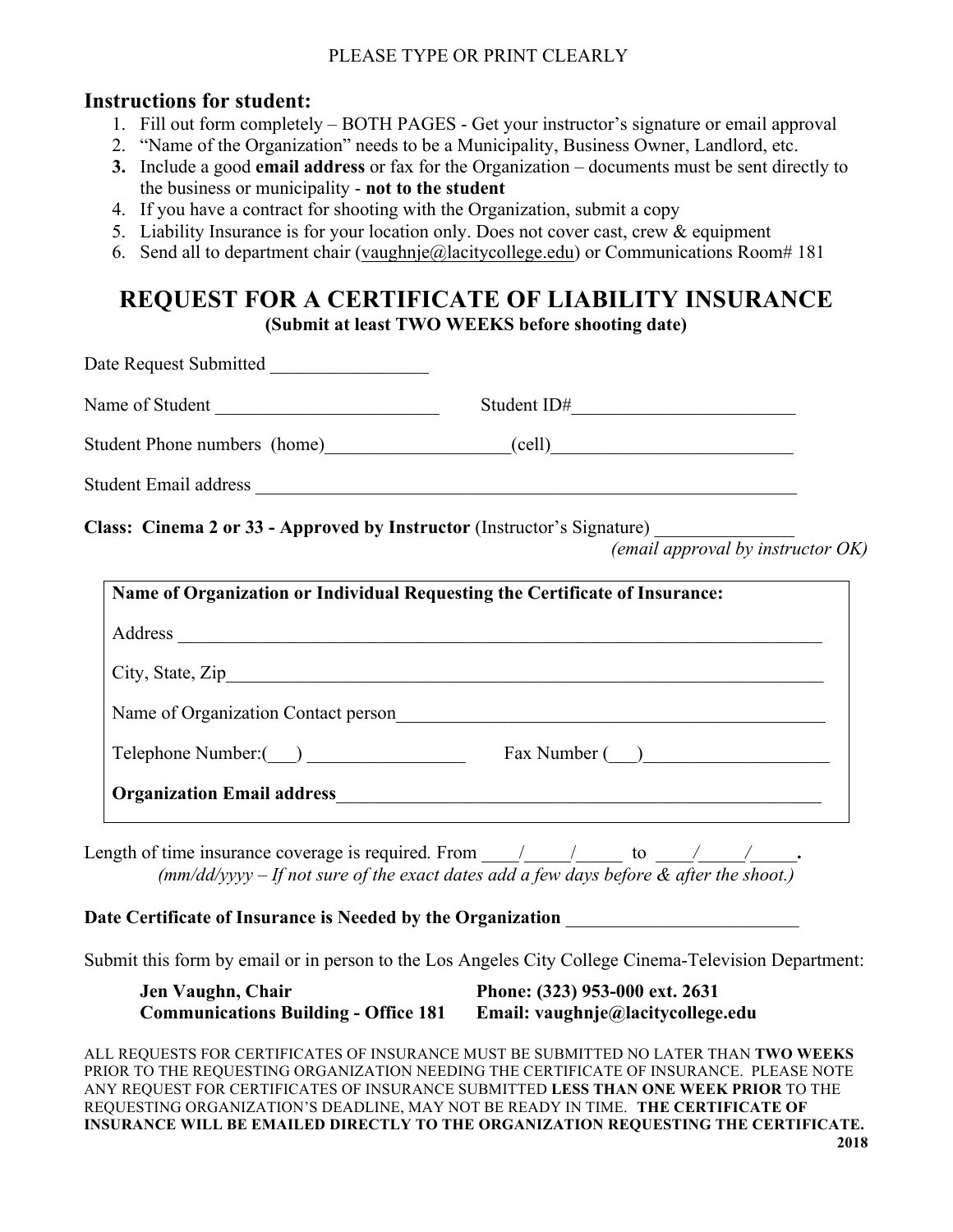PLEASE TYPE OR PRINT CLEARLY

### Instructions for student:

1. Fill out form completely – BOTH PAGES - Get your instructor's signature or email approval
2. "Name of the Organization" needs to be a Municipality, Business Owner, Landlord, etc.
3. **3.** Include a good **email address** or fax for the Organization – documents must be sent directly to the business or municipality - **not to the student**
4. If you have a contract for shooting with the Organization, submit a copy
5. Liability Insurance is for your location only. Does not cover cast, crew & equipment
6. Send all to department chair (vaughnje@lacitycollege.edu) or Communications Room# 181

## REQUEST FOR A CERTIFICATE OF LIABILITY INSURANCE

**(Submit at least TWO WEEKS before shooting date)**

Date Request Submitted _________________

Name of Student ________________________ Student ID#________________________

Student Phone numbers (home)___________________(cell)__________________________

Student Email address ____________________________________________________________

**Class: Cinema 2 or 33 - Approved by Instructor** (Instructor's Signature) _______________
*(email approval by instructor OK)*

**Name of Organization or Individual Requesting the Certificate of Insurance:**

Address ________________________________________________________________________

City, State, Zip___________________________________________________________________

Name of Organization Contact person______________________________________________

Telephone Number:(___) _________________ Fax Number (___)____________________

**Organization Email address**______________________________________________________

Length of time insurance coverage is required. From ____/_____/_____ to ____/_____/_____.
*(mm/dd/yyyy – If not sure of the exact dates add a few days before & after the shoot.)*

**Date Certificate of Insurance is Needed by the Organization** _________________________

Submit this form by email or in person to the Los Angeles City College Cinema-Television Department:

**Jen Vaughn, Chair**
**Communications Building - Office 181**
**Phone: (323) 953-000 ext. 2631**
**Email: vaughnje@lacitycollege.edu**

ALL REQUESTS FOR CERTIFICATES OF INSURANCE MUST BE SUBMITTED NO LATER THAN **TWO WEEKS** PRIOR TO THE REQUESTING ORGANIZATION NEEDING THE CERTIFICATE OF INSURANCE. PLEASE NOTE ANY REQUEST FOR CERTIFICATES OF INSURANCE SUBMITTED **LESS THAN ONE WEEK PRIOR** TO THE REQUESTING ORGANIZATION'S DEADLINE, MAY NOT BE READY IN TIME. **THE CERTIFICATE OF INSURANCE WILL BE EMAILED DIRECTLY TO THE ORGANIZATION REQUESTING THE CERTIFICATE.**

**2018**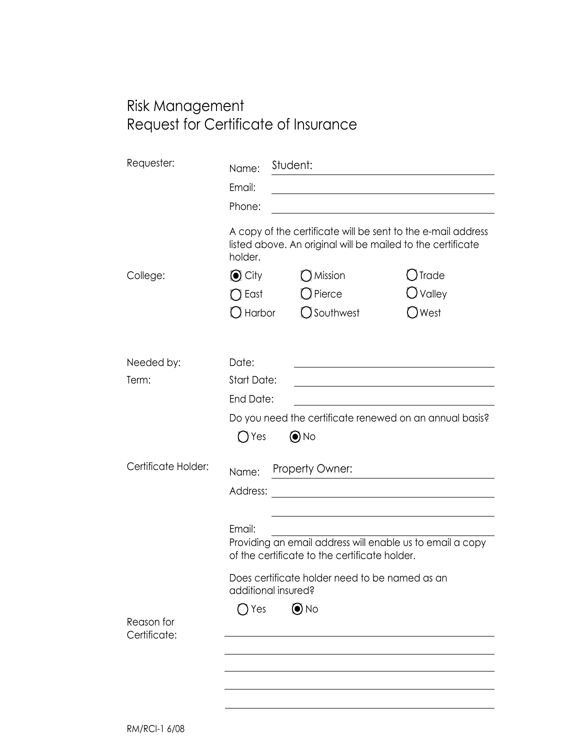# Risk Management
## Request for Certificate of Insurance

**Requester:**

Name: Student: ____________________

Email: ____________________

Phone: ____________________

A copy of the certificate will be sent to the e-mail address listed above. An original will be mailed to the certificate holder.

**College:**

- (●) City
- ( ) Mission
- ( ) Trade
- ( ) East
- ( ) Pierce
- ( ) Valley
- ( ) Harbor
- ( ) Southwest
- ( ) West

**Needed by:** Date: ____________________

**Term:**

Start Date: ____________________

End Date: ____________________

Do you need the certificate renewed on an annual basis?

( ) Yes (●) No

**Certificate Holder:**

Name: Property Owner: ____________________

Address: ____________________

____________________

Email: ____________________

Providing an email address will enable us to email a copy of the certificate to the certificate holder.

Does certificate holder need to be named as an additional insured?

( ) Yes (●) No

**Reason for Certificate:**

____________________

____________________

____________________

____________________

____________________

RM/RCI-1 6/08